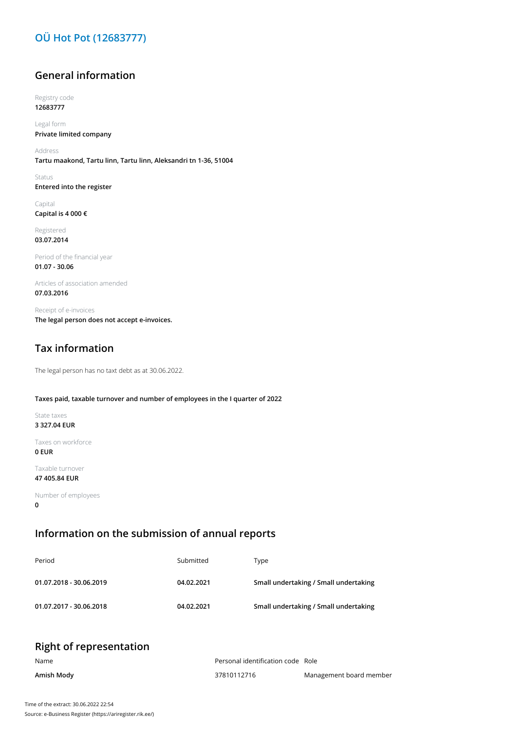# OÜ Hot Pot (12683777)

## General information

Registry code
**12683777**

Legal form
**Private limited company**

Address
**Tartu maakond, Tartu linn, Tartu linn, Aleksandri tn 1-36, 51004**

Status
**Entered into the register**

Capital
**Capital is 4 000 €**

Registered
**03.07.2014**

Period of the financial year
**01.07 - 30.06**

Articles of association amended
**07.03.2016**

Receipt of e-invoices
**The legal person does not accept e-invoices.**

## Tax information

The legal person has no taxt debt as at 30.06.2022.

**Taxes paid, taxable turnover and number of employees in the I quarter of 2022**

State taxes
**3 327.04 EUR**

Taxes on workforce
**0 EUR**

Taxable turnover
**47 405.84 EUR**

Number of employees
**0**

## Information on the submission of annual reports

| Period | Submitted | Type |
|---|---|---|
| **01.07.2018 - 30.06.2019** | **04.02.2021** | **Small undertaking / Small undertaking** |
| **01.07.2017 - 30.06.2018** | **04.02.2021** | **Small undertaking / Small undertaking** |

## Right of representation

| Name | Personal identification code | Role |
|---|---|---|
| **Amish Mody** | 37810112716 | Management board member |

Time of the extract: 30.06.2022 22:54
Source: e-Business Register (https://ariregister.rik.ee/)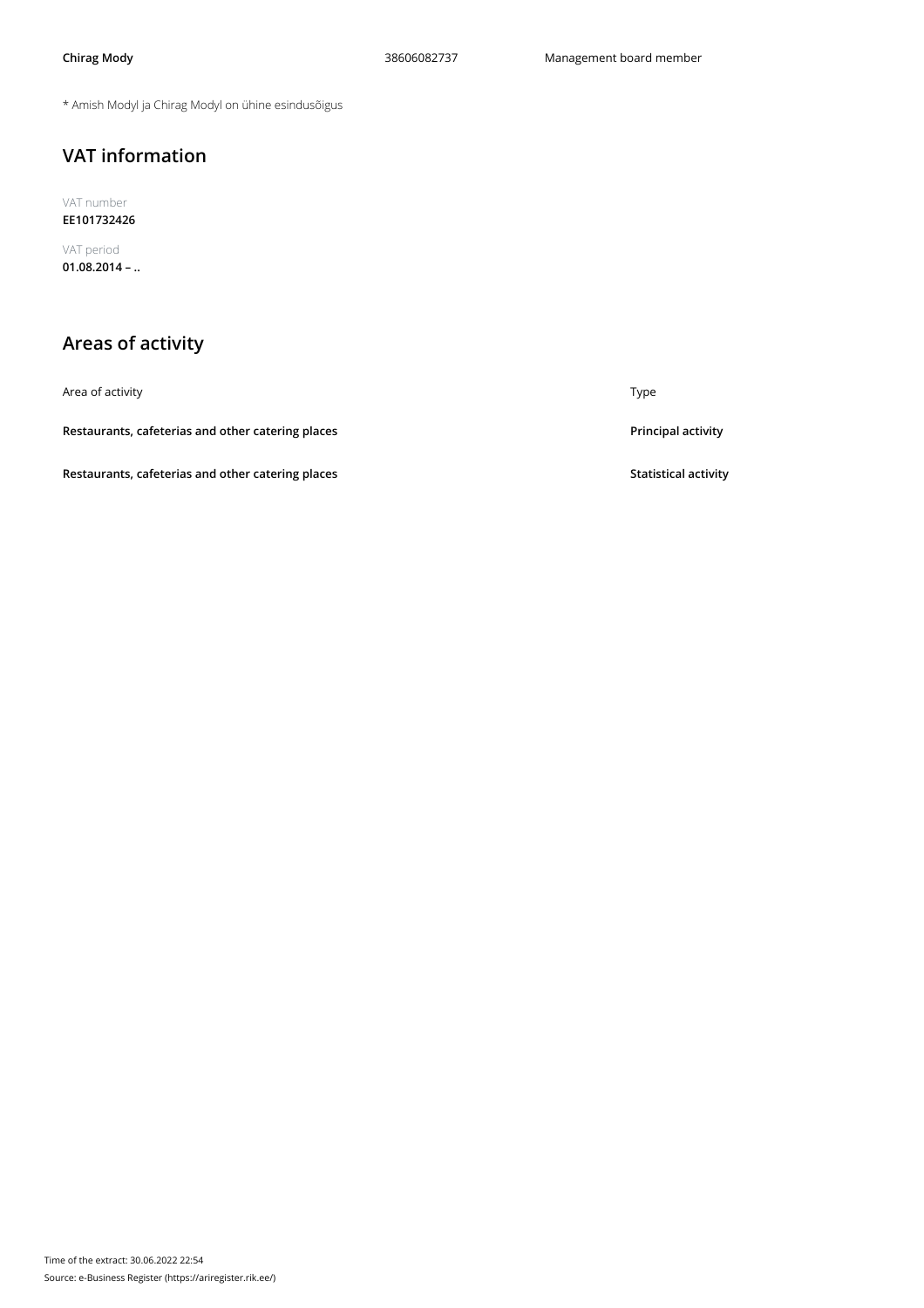| | | |
|---|---|---|
| **Chirag Mody** | 38606082737 | Management board member |

* Amish Modyl ja Chirag Modyl on ühine esindusõigus

## VAT information

VAT number
**EE101732426**

VAT period
**01.08.2014 – ..**

## Areas of activity

| Area of activity | Type |
|---|---|
| **Restaurants, cafeterias and other catering places** | **Principal activity** |
| **Restaurants, cafeterias and other catering places** | **Statistical activity** |

Time of the extract: 30.06.2022 22:54
Source: e-Business Register (https://ariregister.rik.ee/)